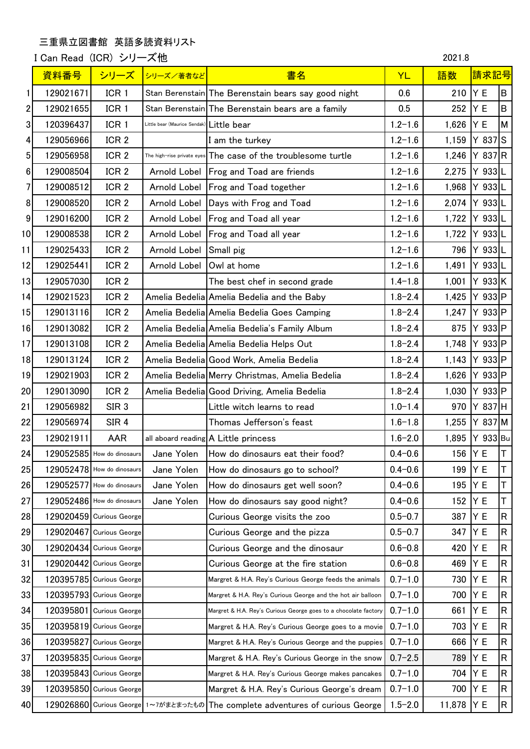三重県立図書館 英語多読資料リスト

I Can Read (ICR) シリーズ他

2021.8

| | 資料番号 | シリーズ | シリーズ／著者など | 書名 | YL | 語数 | 請求記号 | |
|---|---|---|---|---|---|---|---|---|
| 1 | 129021671 | ICR 1 | Stan Berenstain | The Berenstain bears say good night | 0.6 | 210 | Y E | B |
| 2 | 129021655 | ICR 1 | Stan Berenstain | The Berenstain bears are a family | 0.5 | 252 | Y E | B |
| 3 | 120396437 | ICR 1 | Little bear (Maurice Sendak) | Little bear | 1.2−1.6 | 1,626 | Y E | M |
| 4 | 129056966 | ICR 2 | | I am the turkey | 1.2−1.6 | 1,159 | Y 837 | S |
| 5 | 129056958 | ICR 2 | The high-rise private eyes | The case of the troublesome turtle | 1.2−1.6 | 1,246 | Y 837 | R |
| 6 | 129008504 | ICR 2 | Arnold Lobel | Frog and Toad are friends | 1.2−1.6 | 2,275 | Y 933 | L |
| 7 | 129008512 | ICR 2 | Arnold Lobel | Frog and Toad together | 1.2−1.6 | 1,968 | Y 933 | L |
| 8 | 129008520 | ICR 2 | Arnold Lobel | Days with Frog and Toad | 1.2−1.6 | 2,074 | Y 933 | L |
| 9 | 129016200 | ICR 2 | Arnold Lobel | Frog and Toad all year | 1.2−1.6 | 1,722 | Y 933 | L |
| 10 | 129008538 | ICR 2 | Arnold Lobel | Frog and Toad all year | 1.2−1.6 | 1,722 | Y 933 | L |
| 11 | 129025433 | ICR 2 | Arnold Lobel | Small pig | 1.2−1.6 | 796 | Y 933 | L |
| 12 | 129025441 | ICR 2 | Arnold Lobel | Owl at home | 1.2−1.6 | 1,491 | Y 933 | L |
| 13 | 129057030 | ICR 2 | | The best chef in second grade | 1.4−1.8 | 1,001 | Y 933 | K |
| 14 | 129021523 | ICR 2 | Amelia Bedelia | Amelia Bedelia and the Baby | 1.8−2.4 | 1,425 | Y 933 | P |
| 15 | 129013116 | ICR 2 | Amelia Bedelia | Amelia Bedelia Goes Camping | 1.8−2.4 | 1,247 | Y 933 | P |
| 16 | 129013082 | ICR 2 | Amelia Bedelia | Amelia Bedelia's Family Album | 1.8−2.4 | 875 | Y 933 | P |
| 17 | 129013108 | ICR 2 | Amelia Bedelia | Amelia Bedelia Helps Out | 1.8−2.4 | 1,748 | Y 933 | P |
| 18 | 129013124 | ICR 2 | Amelia Bedelia | Good Work, Amelia Bedelia | 1.8−2.4 | 1,143 | Y 933 | P |
| 19 | 129021903 | ICR 2 | Amelia Bedelia | Merry Christmas, Amelia Bedelia | 1.8−2.4 | 1,626 | Y 933 | P |
| 20 | 129013090 | ICR 2 | Amelia Bedelia | Good Driving, Amelia Bedelia | 1.8−2.4 | 1,030 | Y 933 | P |
| 21 | 129056982 | SIR 3 | | Little witch learns to read | 1.0−1.4 | 970 | Y 837 | H |
| 22 | 129056974 | SIR 4 | | Thomas Jefferson's feast | 1.6−1.8 | 1,255 | Y 837 | M |
| 23 | 129021911 | AAR | all aboard reading | A Little princess | 1.6−2.0 | 1,895 | Y 933 | Bu |
| 24 | 129052585 | How do dinosaurs | Jane Yolen | How do dinosaurs eat their food? | 0.4−0.6 | 156 | Y E | T |
| 25 | 129052478 | How do dinosaurs | Jane Yolen | How do dinosaurs go to school? | 0.4−0.6 | 199 | Y E | T |
| 26 | 129052577 | How do dinosaurs | Jane Yolen | How do dinosaurs get well soon? | 0.4−0.6 | 195 | Y E | T |
| 27 | 129052486 | How do dinosaurs | Jane Yolen | How do dinosaurs say good night? | 0.4−0.6 | 152 | Y E | T |
| 28 | 129020459 | Curious George | | Curious George visits the zoo | 0.5−0.7 | 387 | Y E | R |
| 29 | 129020467 | Curious George | | Curious George and the pizza | 0.5−0.7 | 347 | Y E | R |
| 30 | 129020434 | Curious George | | Curious George and the dinosaur | 0.6−0.8 | 420 | Y E | R |
| 31 | 129020442 | Curious George | | Curious George at the fire station | 0.6−0.8 | 469 | Y E | R |
| 32 | 120395785 | Curious George | | Margret & H.A. Rey's Curious George feeds the animals | 0.7−1.0 | 730 | Y E | R |
| 33 | 120395793 | Curious George | | Margret & H.A. Rey's Curious George and the hot air balloon | 0.7−1.0 | 700 | Y E | R |
| 34 | 120395801 | Curious George | | Margret & H.A. Rey's Curious George goes to a chocolate factory | 0.7−1.0 | 661 | Y E | R |
| 35 | 120395819 | Curious George | | Margret & H.A. Rey's Curious George goes to a movie | 0.7−1.0 | 703 | Y E | R |
| 36 | 120395827 | Curious George | | Margret & H.A. Rey's Curious George and the puppies | 0.7−1.0 | 666 | Y E | R |
| 37 | 120395835 | Curious George | | Margret & H.A. Rey's Curious George in the snow | 0.7−2.5 | 789 | Y E | R |
| 38 | 120395843 | Curious George | | Margret & H.A. Rey's Curious George makes pancakes | 0.7−1.0 | 704 | Y E | R |
| 39 | 120395850 | Curious George | | Margret & H.A. Rey's Curious George's dream | 0.7−1.0 | 700 | Y E | R |
| 40 | 129026860 | Curious George | 1～7がまとまったもの | The complete adventures of curious George | 1.5−2.0 | 11,878 | Y E | R |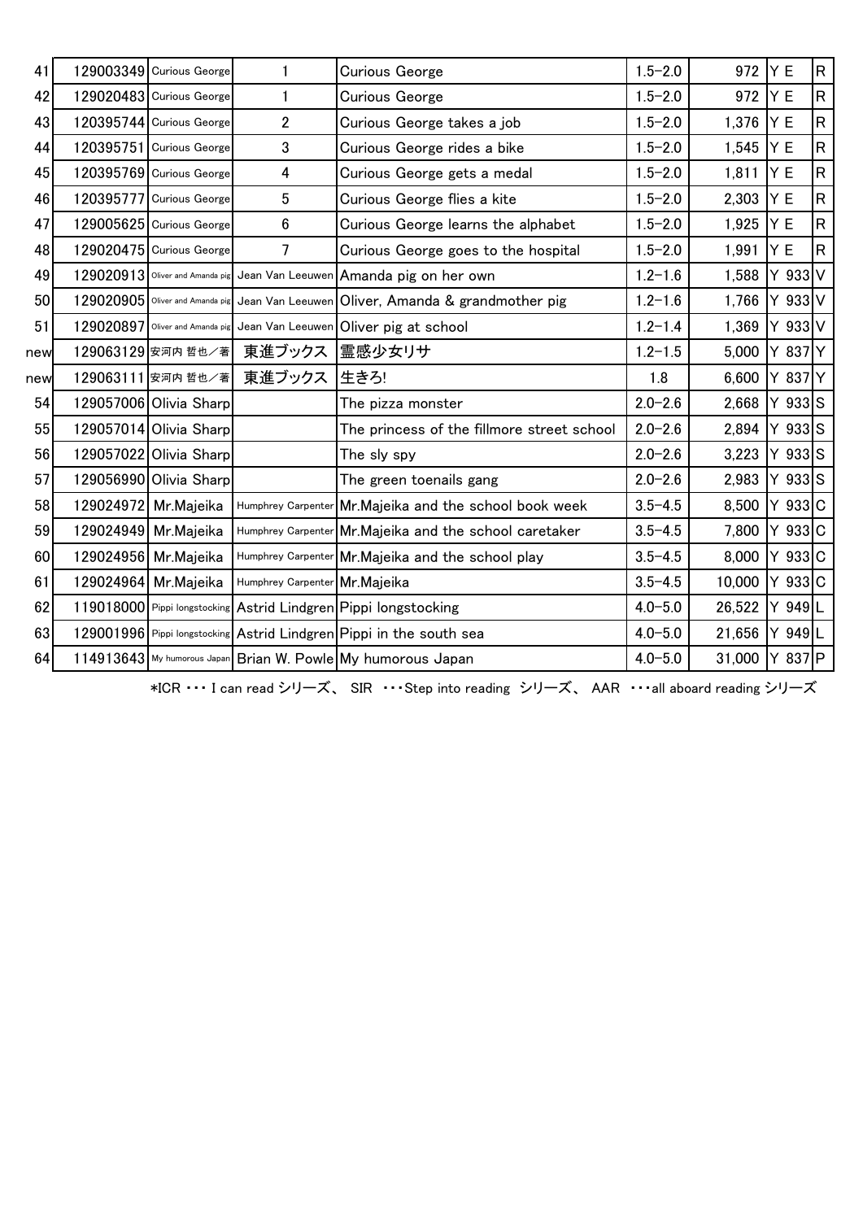| | | | | | | | | |
|---|---|---|---|---|---|---|---|---|
| 41 | 129003349 | Curious George | 1 | Curious George | 1.5−2.0 | 972 | Y E | R |
| 42 | 129020483 | Curious George | 1 | Curious George | 1.5−2.0 | 972 | Y E | R |
| 43 | 120395744 | Curious George | 2 | Curious George takes a job | 1.5−2.0 | 1,376 | Y E | R |
| 44 | 120395751 | Curious George | 3 | Curious George rides a bike | 1.5−2.0 | 1,545 | Y E | R |
| 45 | 120395769 | Curious George | 4 | Curious George gets a medal | 1.5−2.0 | 1,811 | Y E | R |
| 46 | 120395777 | Curious George | 5 | Curious George flies a kite | 1.5−2.0 | 2,303 | Y E | R |
| 47 | 129005625 | Curious George | 6 | Curious George learns the alphabet | 1.5−2.0 | 1,925 | Y E | R |
| 48 | 129020475 | Curious George | 7 | Curious George goes to the hospital | 1.5−2.0 | 1,991 | Y E | R |
| 49 | 129020913 | Oliver and Amanda pig | Jean Van Leeuwen | Amanda pig on her own | 1.2−1.6 | 1,588 | Y 933 | V |
| 50 | 129020905 | Oliver and Amanda pig | Jean Van Leeuwen | Oliver, Amanda & grandmother pig | 1.2−1.6 | 1,766 | Y 933 | V |
| 51 | 129020897 | Oliver and Amanda pig | Jean Van Leeuwen | Oliver pig at school | 1.2−1.4 | 1,369 | Y 933 | V |
| new | 129063129 | 安河内 哲也／著 | 東進ブックス | 霊感少女リサ | 1.2−1.5 | 5,000 | Y 837 | Y |
| new | 129063111 | 安河内 哲也／著 | 東進ブックス | 生きろ! | 1.8 | 6,600 | Y 837 | Y |
| 54 | 129057006 | Olivia Sharp | | The pizza monster | 2.0−2.6 | 2,668 | Y 933 | S |
| 55 | 129057014 | Olivia Sharp | | The princess of the fillmore street school | 2.0−2.6 | 2,894 | Y 933 | S |
| 56 | 129057022 | Olivia Sharp | | The sly spy | 2.0−2.6 | 3,223 | Y 933 | S |
| 57 | 129056990 | Olivia Sharp | | The green toenails gang | 2.0−2.6 | 2,983 | Y 933 | S |
| 58 | 129024972 | Mr.Majeika | Humphrey Carpenter | Mr.Majeika and the school book week | 3.5−4.5 | 8,500 | Y 933 | C |
| 59 | 129024949 | Mr.Majeika | Humphrey Carpenter | Mr.Majeika and the school caretaker | 3.5−4.5 | 7,800 | Y 933 | C |
| 60 | 129024956 | Mr.Majeika | Humphrey Carpenter | Mr.Majeika and the school play | 3.5−4.5 | 8,000 | Y 933 | C |
| 61 | 129024964 | Mr.Majeika | Humphrey Carpenter | Mr.Majeika | 3.5−4.5 | 10,000 | Y 933 | C |
| 62 | 119018000 | Pippi longstocking | Astrid Lindgren | Pippi longstocking | 4.0−5.0 | 26,522 | Y 949 | L |
| 63 | 129001996 | Pippi longstocking | Astrid Lindgren | Pippi in the south sea | 4.0−5.0 | 21,656 | Y 949 | L |
| 64 | 114913643 | My humorous Japan | Brian W. Powle | My humorous Japan | 4.0−5.0 | 31,000 | Y 837 | P |

*ICR ・・・ I can read シリーズ、 SIR ・・・Step into reading シリーズ、 AAR ・・・all aboard reading シリーズ